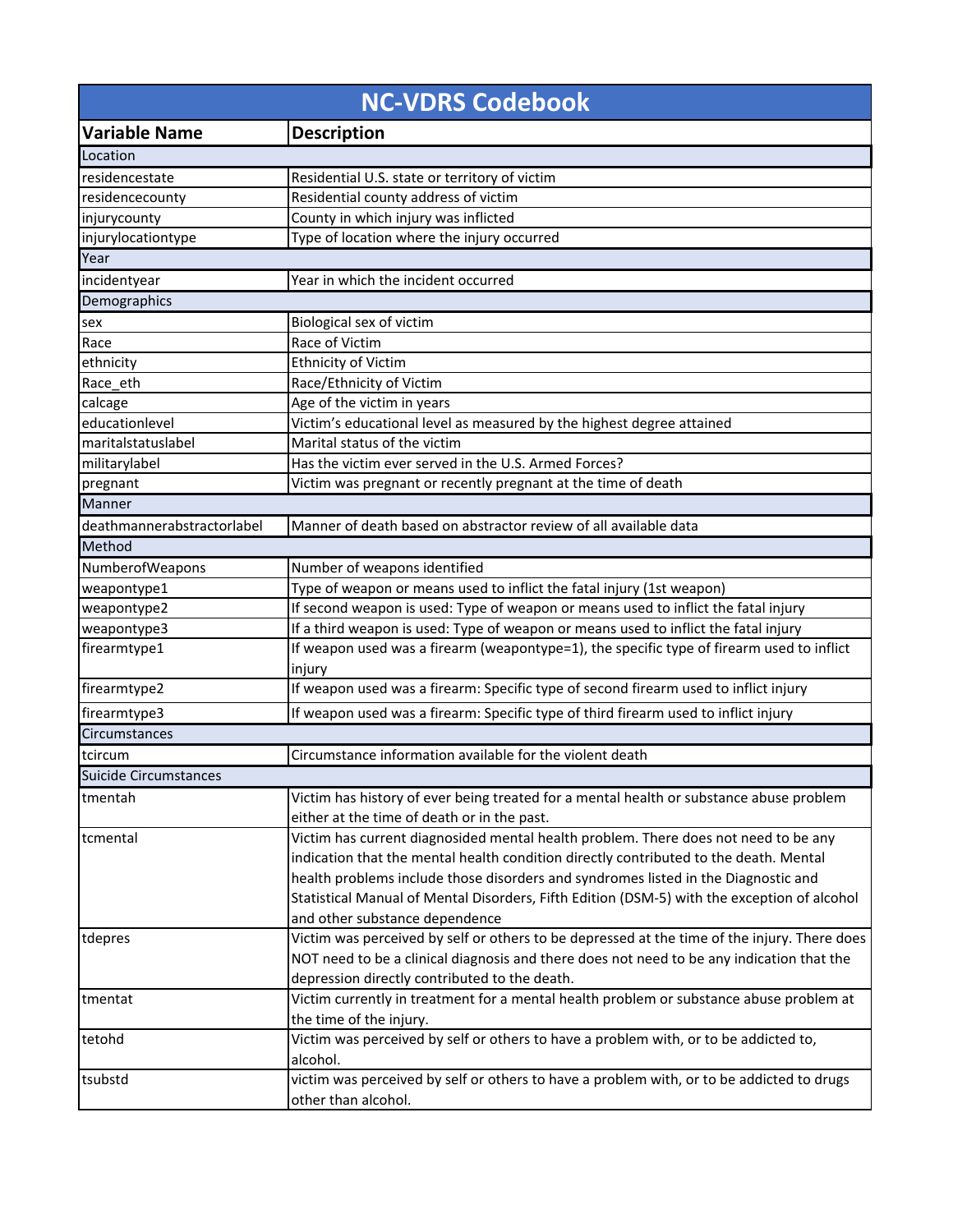# NC-VDRS Codebook

| Variable Name | Description |
|---|---|
| **Location** | |
| residencestate | Residential U.S. state or territory of victim |
| residencecounty | Residential county address of victim |
| injurycounty | County in which injury was inflicted |
| injurylocationtype | Type of location where the injury occurred |
| **Year** | |
| incidentyear | Year in which the incident occurred |
| **Demographics** | |
| sex | Biological sex of victim |
| Race | Race of Victim |
| ethnicity | Ethnicity of Victim |
| Race_eth | Race/Ethnicity of Victim |
| calcage | Age of the victim in years |
| educationlevel | Victim's educational level as measured by the highest degree attained |
| maritalstatuslabel | Marital status of the victim |
| militarylabel | Has the victim ever served in the U.S. Armed Forces? |
| pregnant | Victim was pregnant or recently pregnant at the time of death |
| **Manner** | |
| deathmannerabstractorlabel | Manner of death based on abstractor review of all available data |
| **Method** | |
| NumberofWeapons | Number of weapons identified |
| weapontype1 | Type of weapon or means used to inflict the fatal injury (1st weapon) |
| weapontype2 | If second weapon is used: Type of weapon or means used to inflict the fatal injury |
| weapontype3 | If a third weapon is used: Type of weapon or means used to inflict the fatal injury |
| firearmtype1 | If weapon used was a firearm (weapontype=1), the specific type of firearm used to inflict injury |
| firearmtype2 | If weapon used was a firearm: Specific type of second firearm used to inflict injury |
| firearmtype3 | If weapon used was a firearm: Specific type of third firearm used to inflict injury |
| **Circumstances** | |
| tcircum | Circumstance information available for the violent death |
| **Suicide Circumstances** | |
| tmentah | Victim has history of ever being treated for a mental health or substance abuse problem either at the time of death or in the past. |
| tcmental | Victim has current diagnosided mental health problem. There does not need to be any indication that the mental health condition directly contributed to the death. Mental health problems include those disorders and syndromes listed in the Diagnostic and Statistical Manual of Mental Disorders, Fifth Edition (DSM-5) with the exception of alcohol and other substance dependence |
| tdepres | Victim was perceived by self or others to be depressed at the time of the injury. There does NOT need to be a clinical diagnosis and there does not need to be any indication that the depression directly contributed to the death. |
| tmentat | Victim currently in treatment for a mental health problem or substance abuse problem at the time of the injury. |
| tetohd | Victim was perceived by self or others to have a problem with, or to be addicted to, alcohol. |
| tsubstd | victim was perceived by self or others to have a problem with, or to be addicted to drugs other than alcohol. |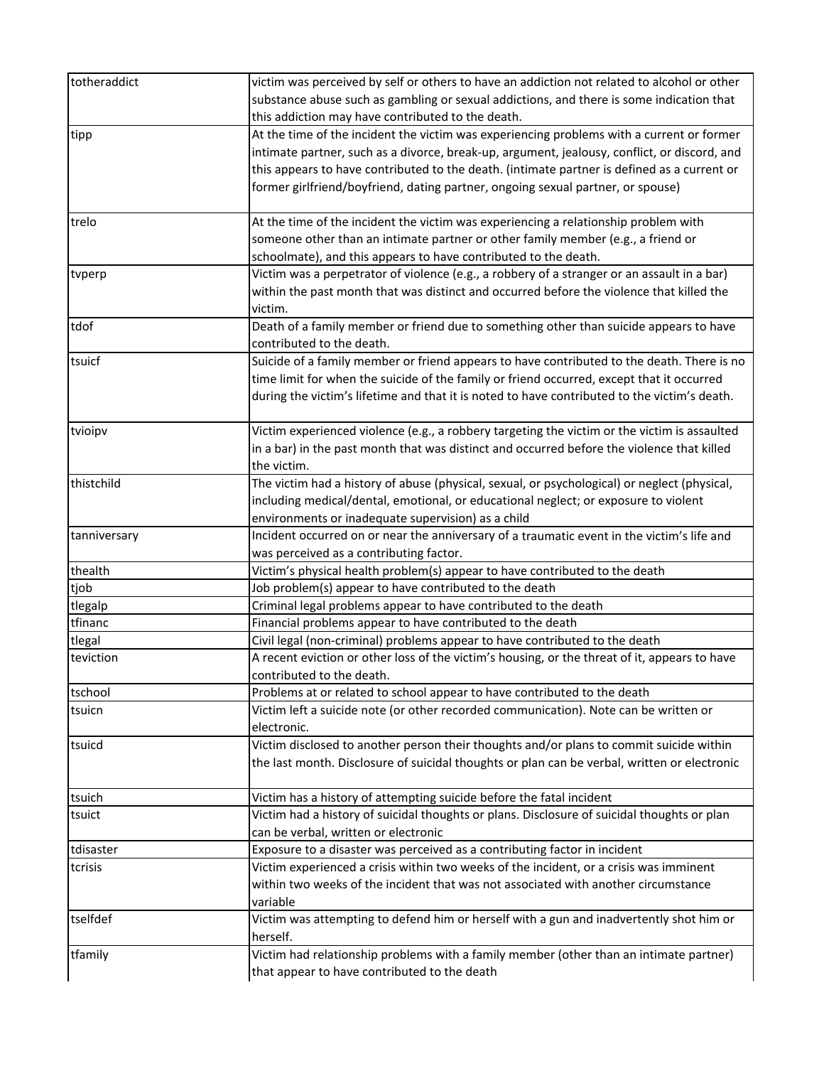| | |
|---|---|
| totheraddict | victim was perceived by self or others to have an addiction not related to alcohol or other substance abuse such as gambling or sexual addictions, and there is some indication that this addiction may have contributed to the death. |
| tipp | At the time of the incident the victim was experiencing problems with a current or former intimate partner, such as a divorce, break-up, argument, jealousy, conflict, or discord, and this appears to have contributed to the death. (intimate partner is defined as a current or former girlfriend/boyfriend, dating partner, ongoing sexual partner, or spouse) |
| trelo | At the time of the incident the victim was experiencing a relationship problem with someone other than an intimate partner or other family member (e.g., a friend or schoolmate), and this appears to have contributed to the death. |
| tvperp | Victim was a perpetrator of violence (e.g., a robbery of a stranger or an assault in a bar) within the past month that was distinct and occurred before the violence that killed the victim. |
| tdof | Death of a family member or friend due to something other than suicide appears to have contributed to the death. |
| tsuicf | Suicide of a family member or friend appears to have contributed to the death. There is no time limit for when the suicide of the family or friend occurred, except that it occurred during the victim's lifetime and that it is noted to have contributed to the victim's death. |
| tvioipv | Victim experienced violence (e.g., a robbery targeting the victim or the victim is assaulted in a bar) in the past month that was distinct and occurred before the violence that killed the victim. |
| thistchild | The victim had a history of abuse (physical, sexual, or psychological) or neglect (physical, including medical/dental, emotional, or educational neglect; or exposure to violent environments or inadequate supervision) as a child |
| tanniversary | Incident occurred on or near the anniversary of a traumatic event in the victim's life and was perceived as a contributing factor. |
| thealth | Victim's physical health problem(s) appear to have contributed to the death |
| tjob | Job problem(s) appear to have contributed to the death |
| tlegalp | Criminal legal problems appear to have contributed to the death |
| tfinanc | Financial problems appear to have contributed to the death |
| tlegal | Civil legal (non-criminal) problems appear to have contributed to the death |
| teviction | A recent eviction or other loss of the victim's housing, or the threat of it, appears to have contributed to the death. |
| tschool | Problems at or related to school appear to have contributed to the death |
| tsuicn | Victim left a suicide note (or other recorded communication). Note can be written or electronic. |
| tsuicd | Victim disclosed to another person their thoughts and/or plans to commit suicide within the last month. Disclosure of suicidal thoughts or plan can be verbal, written or electronic |
| tsuich | Victim has a history of attempting suicide before the fatal incident |
| tsuict | Victim had a history of suicidal thoughts or plans. Disclosure of suicidal thoughts or plan can be verbal, written or electronic |
| tdisaster | Exposure to a disaster was perceived as a contributing factor in incident |
| tcrisis | Victim experienced a crisis within two weeks of the incident, or a crisis was imminent within two weeks of the incident that was not associated with another circumstance variable |
| tselfdef | Victim was attempting to defend him or herself with a gun and inadvertently shot him or herself. |
| tfamily | Victim had relationship problems with a family member (other than an intimate partner) that appear to have contributed to the death |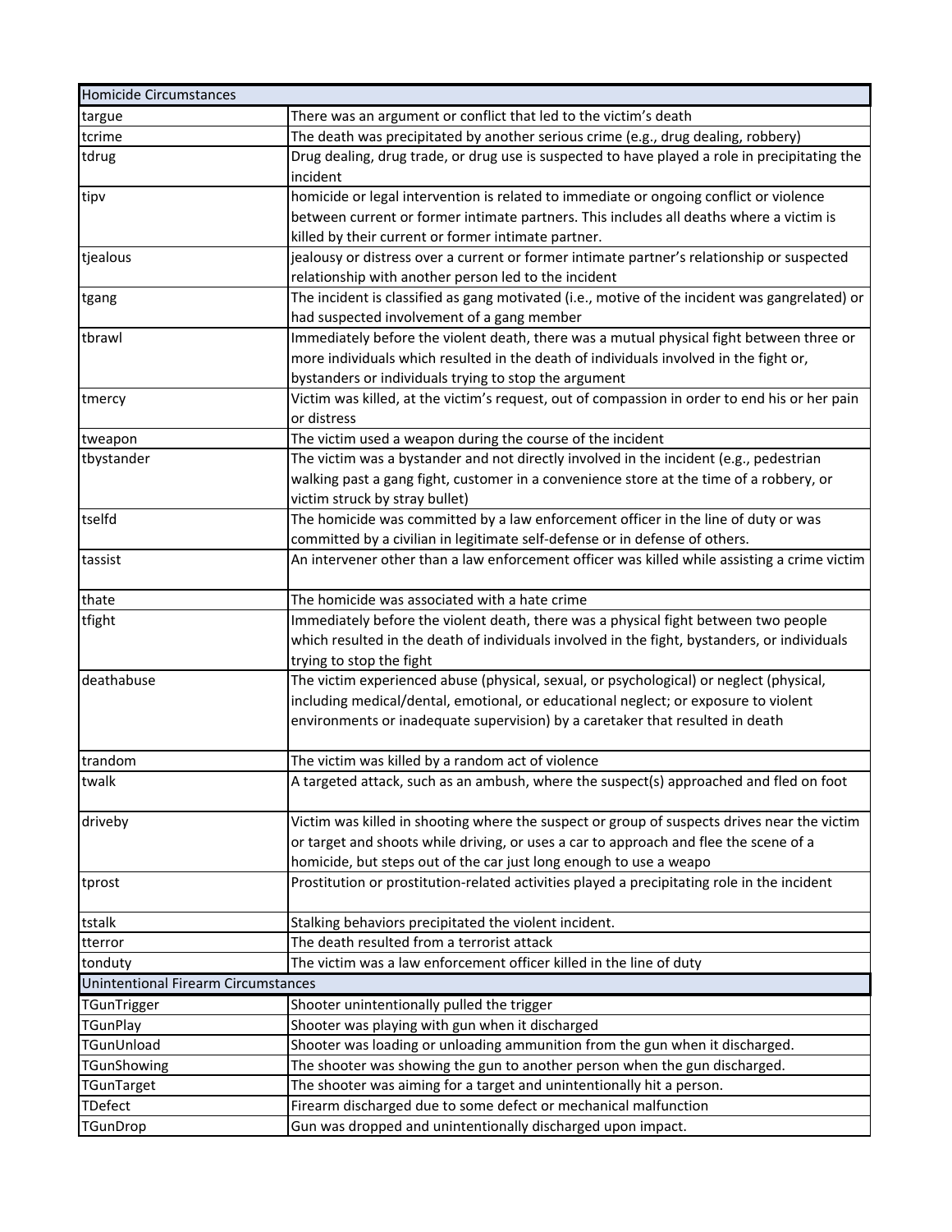| Homicide Circumstances | |
|---|---|
| targue | There was an argument or conflict that led to the victim's death |
| tcrime | The death was precipitated by another serious crime (e.g., drug dealing, robbery) |
| tdrug | Drug dealing, drug trade, or drug use is suspected to have played a role in precipitating the incident |
| tipv | homicide or legal intervention is related to immediate or ongoing conflict or violence between current or former intimate partners. This includes all deaths where a victim is killed by their current or former intimate partner. |
| tjealous | jealousy or distress over a current or former intimate partner's relationship or suspected relationship with another person led to the incident |
| tgang | The incident is classified as gang motivated (i.e., motive of the incident was gangrelated) or had suspected involvement of a gang member |
| tbrawl | Immediately before the violent death, there was a mutual physical fight between three or more individuals which resulted in the death of individuals involved in the fight or, bystanders or individuals trying to stop the argument |
| tmercy | Victim was killed, at the victim's request, out of compassion in order to end his or her pain or distress |
| tweapon | The victim used a weapon during the course of the incident |
| tbystander | The victim was a bystander and not directly involved in the incident (e.g., pedestrian walking past a gang fight, customer in a convenience store at the time of a robbery, or victim struck by stray bullet) |
| tselfd | The homicide was committed by a law enforcement officer in the line of duty or was committed by a civilian in legitimate self-defense or in defense of others. |
| tassist | An intervener other than a law enforcement officer was killed while assisting a crime victim |
| thate | The homicide was associated with a hate crime |
| tfight | Immediately before the violent death, there was a physical fight between two people which resulted in the death of individuals involved in the fight, bystanders, or individuals trying to stop the fight |
| deathabuse | The victim experienced abuse (physical, sexual, or psychological) or neglect (physical, including medical/dental, emotional, or educational neglect; or exposure to violent environments or inadequate supervision) by a caretaker that resulted in death |
| trandom | The victim was killed by a random act of violence |
| twalk | A targeted attack, such as an ambush, where the suspect(s) approached and fled on foot |
| driveby | Victim was killed in shooting where the suspect or group of suspects drives near the victim or target and shoots while driving, or uses a car to approach and flee the scene of a homicide, but steps out of the car just long enough to use a weapo |
| tprost | Prostitution or prostitution-related activities played a precipitating role in the incident |
| tstalk | Stalking behaviors precipitated the violent incident. |
| tterror | The death resulted from a terrorist attack |
| tonduty | The victim was a law enforcement officer killed in the line of duty |
| **Unintentional Firearm Circumstances** | |
| TGunTrigger | Shooter unintentionally pulled the trigger |
| TGunPlay | Shooter was playing with gun when it discharged |
| TGunUnload | Shooter was loading or unloading ammunition from the gun when it discharged. |
| TGunShowing | The shooter was showing the gun to another person when the gun discharged. |
| TGunTarget | The shooter was aiming for a target and unintentionally hit a person. |
| TDefect | Firearm discharged due to some defect or mechanical malfunction |
| TGunDrop | Gun was dropped and unintentionally discharged upon impact. |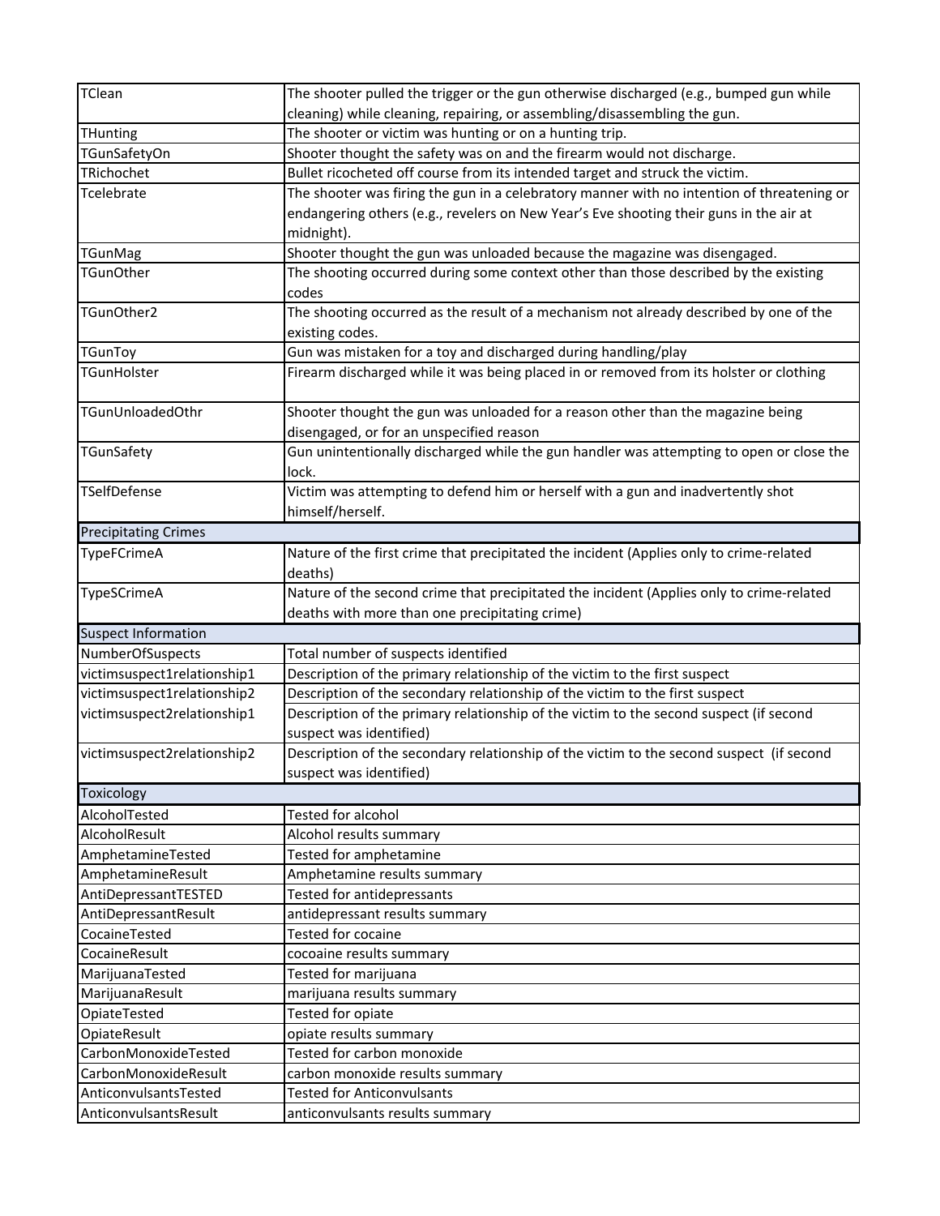| | |
|---|---|
| TClean | The shooter pulled the trigger or the gun otherwise discharged (e.g., bumped gun while cleaning) while cleaning, repairing, or assembling/disassembling the gun. |
| THunting | The shooter or victim was hunting or on a hunting trip. |
| TGunSafetyOn | Shooter thought the safety was on and the firearm would not discharge. |
| TRichochet | Bullet ricocheted off course from its intended target and struck the victim. |
| Tcelebrate | The shooter was firing the gun in a celebratory manner with no intention of threatening or endangering others (e.g., revelers on New Year's Eve shooting their guns in the air at midnight). |
| TGunMag | Shooter thought the gun was unloaded because the magazine was disengaged. |
| TGunOther | The shooting occurred during some context other than those described by the existing codes |
| TGunOther2 | The shooting occurred as the result of a mechanism not already described by one of the existing codes. |
| TGunToy | Gun was mistaken for a toy and discharged during handling/play |
| TGunHolster | Firearm discharged while it was being placed in or removed from its holster or clothing |
| TGunUnloadedOthr | Shooter thought the gun was unloaded for a reason other than the magazine being disengaged, or for an unspecified reason |
| TGunSafety | Gun unintentionally discharged while the gun handler was attempting to open or close the lock. |
| TSelfDefense | Victim was attempting to defend him or herself with a gun and inadvertently shot himself/herself. |
| **Precipitating Crimes** | |
| TypeFCrimeA | Nature of the first crime that precipitated the incident (Applies only to crime-related deaths) |
| TypeSCrimeA | Nature of the second crime that precipitated the incident (Applies only to crime-related deaths with more than one precipitating crime) |
| **Suspect Information** | |
| NumberOfSuspects | Total number of suspects identified |
| victimsuspect1relationship1 | Description of the primary relationship of the victim to the first suspect |
| victimsuspect1relationship2 | Description of the secondary relationship of the victim to the first suspect |
| victimsuspect2relationship1 | Description of the primary relationship of the victim to the second suspect (if second suspect was identified) |
| victimsuspect2relationship2 | Description of the secondary relationship of the victim to the second suspect (if second suspect was identified) |
| **Toxicology** | |
| AlcoholTested | Tested for alcohol |
| AlcoholResult | Alcohol results summary |
| AmphetamineTested | Tested for amphetamine |
| AmphetamineResult | Amphetamine results summary |
| AntiDepressantTESTED | Tested for antidepressants |
| AntiDepressantResult | antidepressant results summary |
| CocaineTested | Tested for cocaine |
| CocaineResult | cocoaine results summary |
| MarijuanaTested | Tested for marijuana |
| MarijuanaResult | marijuana results summary |
| OpiateTested | Tested for opiate |
| OpiateResult | opiate results summary |
| CarbonMonoxideTested | Tested for carbon monoxide |
| CarbonMonoxideResult | carbon monoxide results summary |
| AnticonvulsantsTested | Tested for Anticonvulsants |
| AnticonvulsantsResult | anticonvulsants results summary |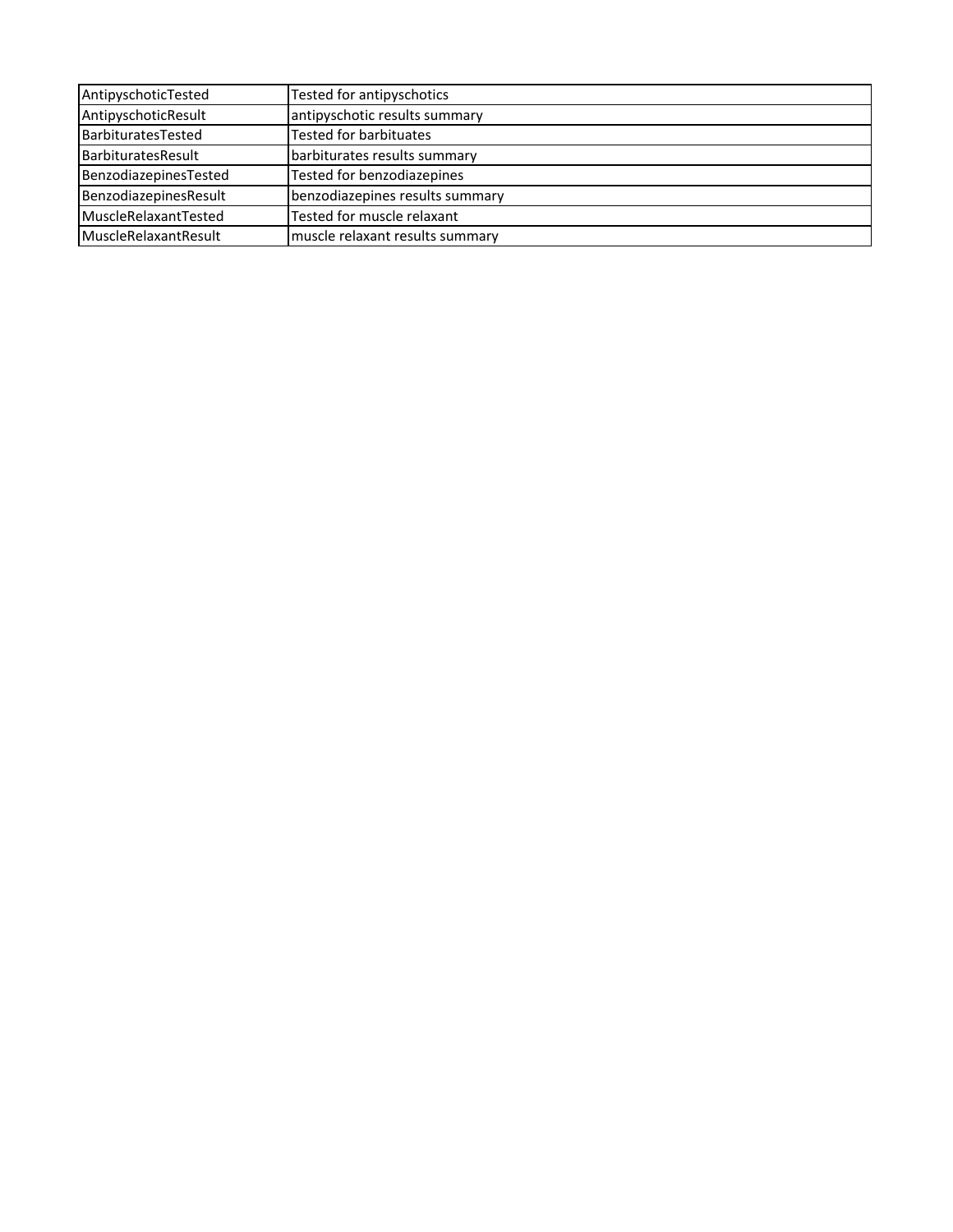| | |
|---|---|
| AntipyschoticTested | Tested for antipyschotics |
| AntipyschoticResult | antipyschotic results summary |
| BarbituratesTested | Tested for barbituates |
| BarbituratesResult | barbiturates results summary |
| BenzodiazepinesTested | Tested for benzodiazepines |
| BenzodiazepinesResult | benzodiazepines results summary |
| MuscleRelaxantTested | Tested for muscle relaxant |
| MuscleRelaxantResult | muscle relaxant results summary |